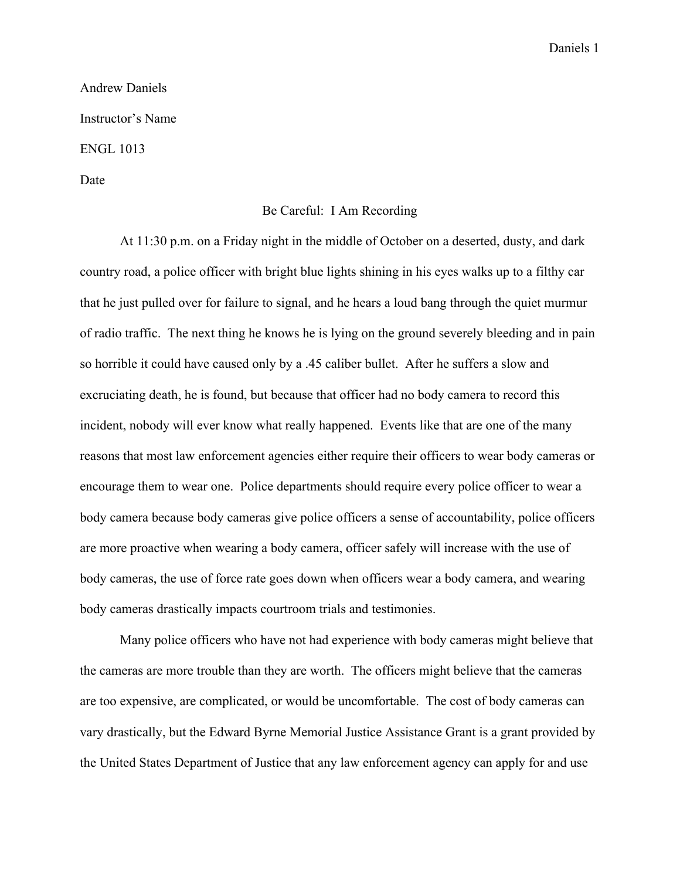Andrew Daniels

Instructor's Name

ENGL 1013

Date

# Be Careful: I Am Recording

At 11:30 p.m. on a Friday night in the middle of October on a deserted, dusty, and dark country road, a police officer with bright blue lights shining in his eyes walks up to a filthy car that he just pulled over for failure to signal, and he hears a loud bang through the quiet murmur of radio traffic. The next thing he knows he is lying on the ground severely bleeding and in pain so horrible it could have caused only by a .45 caliber bullet. After he suffers a slow and excruciating death, he is found, but because that officer had no body camera to record this incident, nobody will ever know what really happened. Events like that are one of the many reasons that most law enforcement agencies either require their officers to wear body cameras or encourage them to wear one. Police departments should require every police officer to wear a body camera because body cameras give police officers a sense of accountability, police officers are more proactive when wearing a body camera, officer safely will increase with the use of body cameras, the use of force rate goes down when officers wear a body camera, and wearing body cameras drastically impacts courtroom trials and testimonies.

Many police officers who have not had experience with body cameras might believe that the cameras are more trouble than they are worth. The officers might believe that the cameras are too expensive, are complicated, or would be uncomfortable. The cost of body cameras can vary drastically, but the Edward Byrne Memorial Justice Assistance Grant is a grant provided by the United States Department of Justice that any law enforcement agency can apply for and use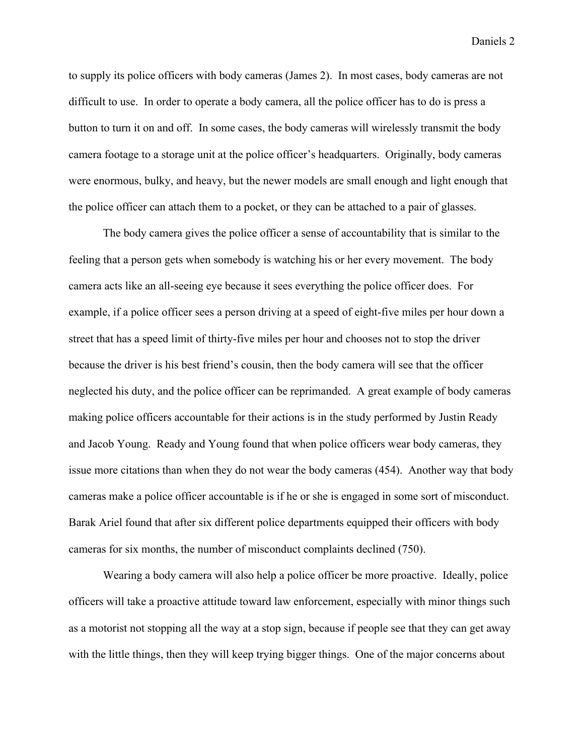to supply its police officers with body cameras (James 2). In most cases, body cameras are not difficult to use. In order to operate a body camera, all the police officer has to do is press a button to turn it on and off. In some cases, the body cameras will wirelessly transmit the body camera footage to a storage unit at the police officer's headquarters. Originally, body cameras were enormous, bulky, and heavy, but the newer models are small enough and light enough that the police officer can attach them to a pocket, or they can be attached to a pair of glasses.

The body camera gives the police officer a sense of accountability that is similar to the feeling that a person gets when somebody is watching his or her every movement. The body camera acts like an all-seeing eye because it sees everything the police officer does. For example, if a police officer sees a person driving at a speed of eight-five miles per hour down a street that has a speed limit of thirty-five miles per hour and chooses not to stop the driver because the driver is his best friend's cousin, then the body camera will see that the officer neglected his duty, and the police officer can be reprimanded. A great example of body cameras making police officers accountable for their actions is in the study performed by Justin Ready and Jacob Young. Ready and Young found that when police officers wear body cameras, they issue more citations than when they do not wear the body cameras (454). Another way that body cameras make a police officer accountable is if he or she is engaged in some sort of misconduct. Barak Ariel found that after six different police departments equipped their officers with body cameras for six months, the number of misconduct complaints declined (750).

Wearing a body camera will also help a police officer be more proactive. Ideally, police officers will take a proactive attitude toward law enforcement, especially with minor things such as a motorist not stopping all the way at a stop sign, because if people see that they can get away with the little things, then they will keep trying bigger things. One of the major concerns about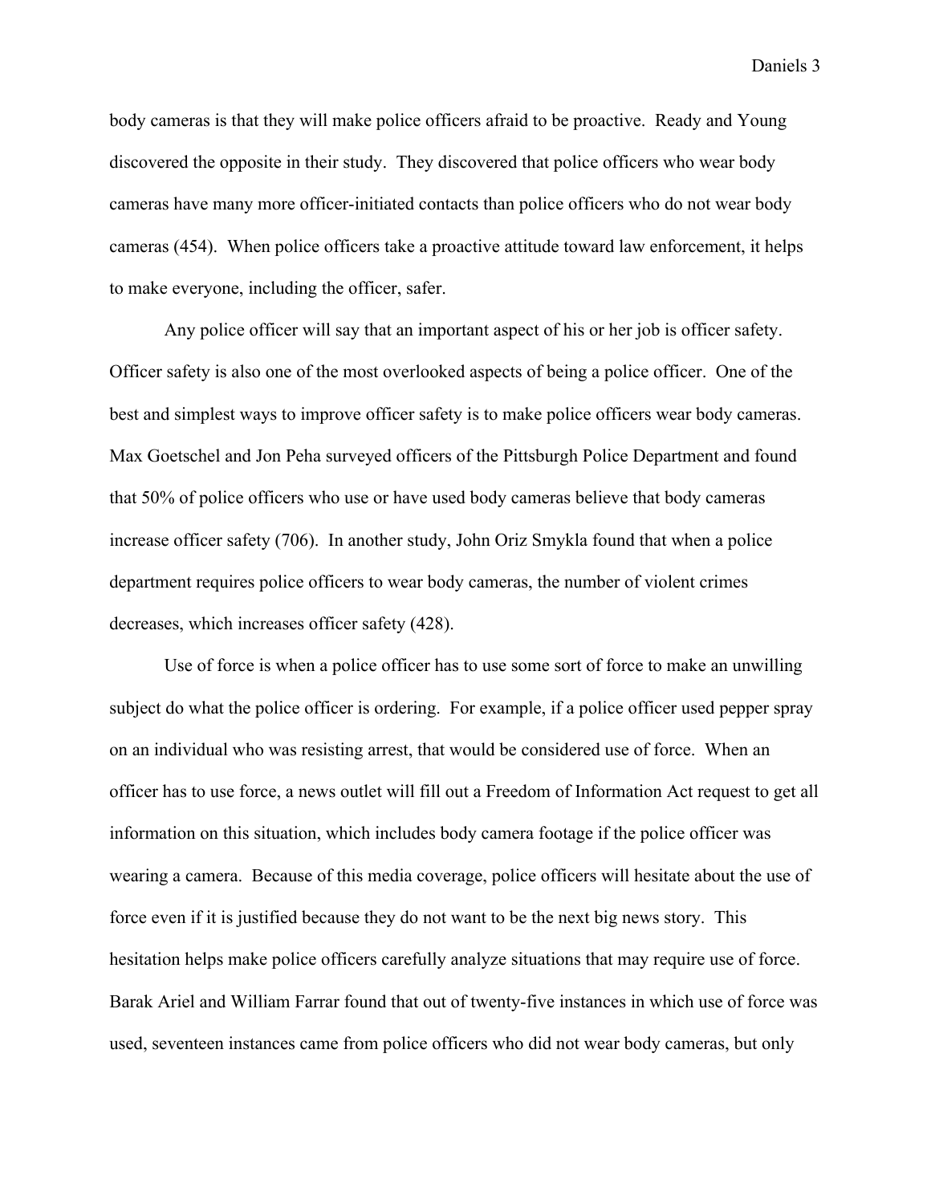body cameras is that they will make police officers afraid to be proactive. Ready and Young discovered the opposite in their study. They discovered that police officers who wear body cameras have many more officer-initiated contacts than police officers who do not wear body cameras (454). When police officers take a proactive attitude toward law enforcement, it helps to make everyone, including the officer, safer.

Any police officer will say that an important aspect of his or her job is officer safety. Officer safety is also one of the most overlooked aspects of being a police officer. One of the best and simplest ways to improve officer safety is to make police officers wear body cameras. Max Goetschel and Jon Peha surveyed officers of the Pittsburgh Police Department and found that 50% of police officers who use or have used body cameras believe that body cameras increase officer safety (706). In another study, John Oriz Smykla found that when a police department requires police officers to wear body cameras, the number of violent crimes decreases, which increases officer safety (428).

Use of force is when a police officer has to use some sort of force to make an unwilling subject do what the police officer is ordering. For example, if a police officer used pepper spray on an individual who was resisting arrest, that would be considered use of force. When an officer has to use force, a news outlet will fill out a Freedom of Information Act request to get all information on this situation, which includes body camera footage if the police officer was wearing a camera. Because of this media coverage, police officers will hesitate about the use of force even if it is justified because they do not want to be the next big news story. This hesitation helps make police officers carefully analyze situations that may require use of force. Barak Ariel and William Farrar found that out of twenty-five instances in which use of force was used, seventeen instances came from police officers who did not wear body cameras, but only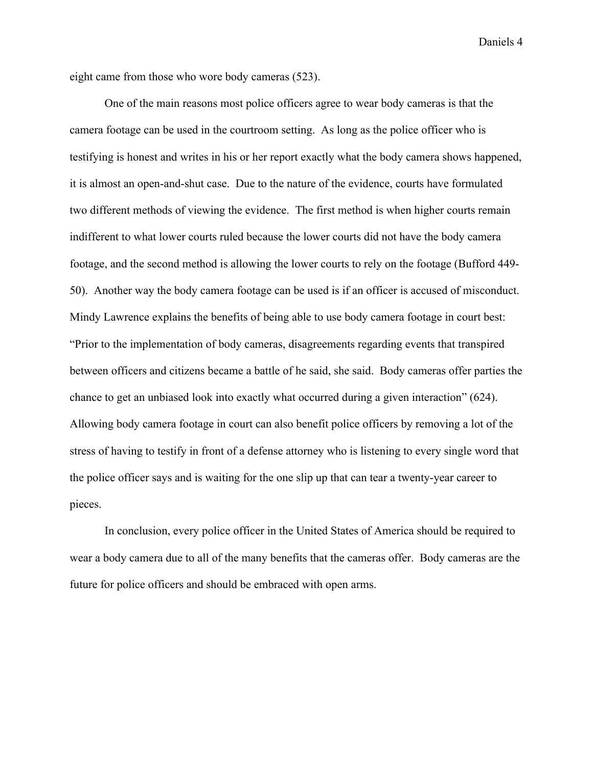eight came from those who wore body cameras (523).

One of the main reasons most police officers agree to wear body cameras is that the camera footage can be used in the courtroom setting. As long as the police officer who is testifying is honest and writes in his or her report exactly what the body camera shows happened, it is almost an open-and-shut case. Due to the nature of the evidence, courts have formulated two different methods of viewing the evidence. The first method is when higher courts remain indifferent to what lower courts ruled because the lower courts did not have the body camera footage, and the second method is allowing the lower courts to rely on the footage (Bufford 449-50). Another way the body camera footage can be used is if an officer is accused of misconduct. Mindy Lawrence explains the benefits of being able to use body camera footage in court best: "Prior to the implementation of body cameras, disagreements regarding events that transpired between officers and citizens became a battle of he said, she said. Body cameras offer parties the chance to get an unbiased look into exactly what occurred during a given interaction" (624). Allowing body camera footage in court can also benefit police officers by removing a lot of the stress of having to testify in front of a defense attorney who is listening to every single word that the police officer says and is waiting for the one slip up that can tear a twenty-year career to pieces.

In conclusion, every police officer in the United States of America should be required to wear a body camera due to all of the many benefits that the cameras offer. Body cameras are the future for police officers and should be embraced with open arms.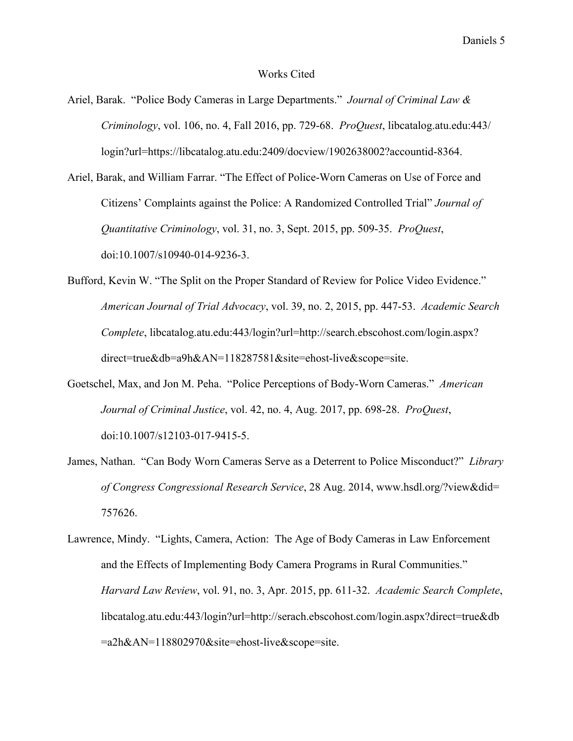# Works Cited

Ariel, Barak. "Police Body Cameras in Large Departments." *Journal of Criminal Law & Criminology*, vol. 106, no. 4, Fall 2016, pp. 729-68. *ProQuest*, libcatalog.atu.edu:443/login?url=https://libcatalog.atu.edu:2409/docview/1902638002?accountid-8364.

Ariel, Barak, and William Farrar. "The Effect of Police-Worn Cameras on Use of Force and Citizens' Complaints against the Police: A Randomized Controlled Trial" *Journal of Quantitative Criminology*, vol. 31, no. 3, Sept. 2015, pp. 509-35. *ProQuest*, doi:10.1007/s10940-014-9236-3.

Bufford, Kevin W. "The Split on the Proper Standard of Review for Police Video Evidence." *American Journal of Trial Advocacy*, vol. 39, no. 2, 2015, pp. 447-53. *Academic Search Complete*, libcatalog.atu.edu:443/login?url=http://search.ebscohost.com/login.aspx?direct=true&db=a9h&AN=118287581&site=ehost-live&scope=site.

Goetschel, Max, and Jon M. Peha. "Police Perceptions of Body-Worn Cameras." *American Journal of Criminal Justice*, vol. 42, no. 4, Aug. 2017, pp. 698-28. *ProQuest*, doi:10.1007/s12103-017-9415-5.

James, Nathan. "Can Body Worn Cameras Serve as a Deterrent to Police Misconduct?" *Library of Congress Congressional Research Service*, 28 Aug. 2014, www.hsdl.org/?view&did=757626.

Lawrence, Mindy. "Lights, Camera, Action: The Age of Body Cameras in Law Enforcement and the Effects of Implementing Body Camera Programs in Rural Communities." *Harvard Law Review*, vol. 91, no. 3, Apr. 2015, pp. 611-32. *Academic Search Complete*, libcatalog.atu.edu:443/login?url=http://serach.ebscohost.com/login.aspx?direct=true&db=a2h&AN=118802970&site=ehost-live&scope=site.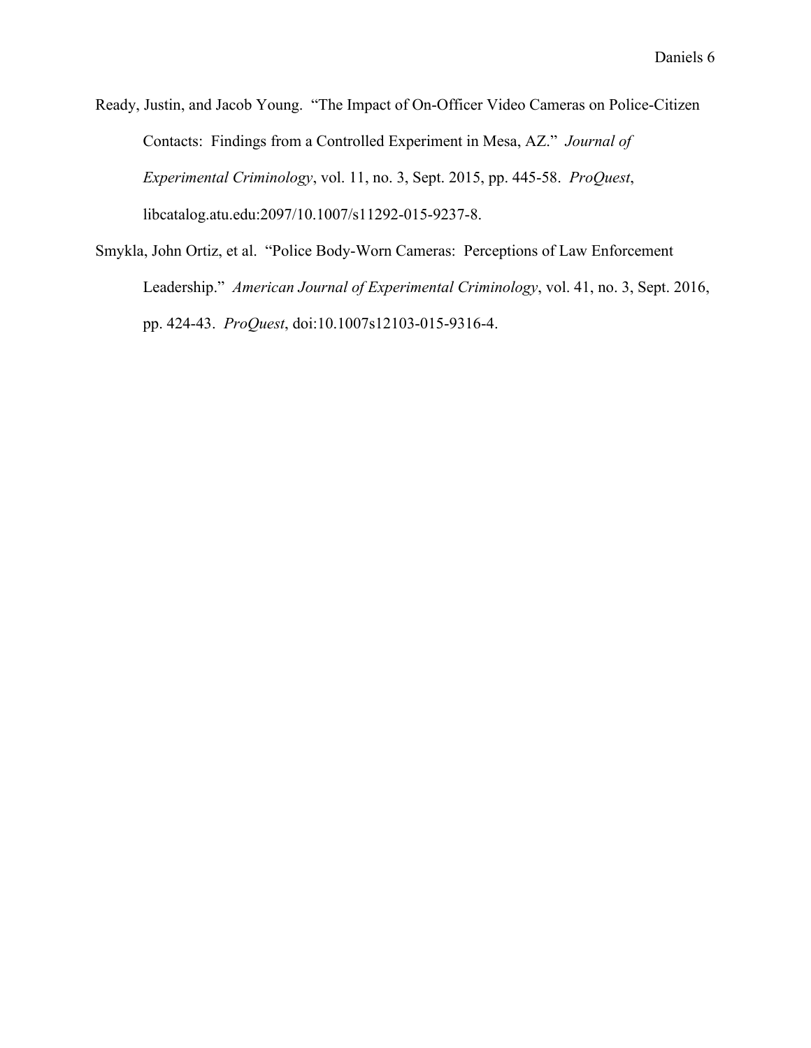Ready, Justin, and Jacob Young.  "The Impact of On-Officer Video Cameras on Police-Citizen Contacts:  Findings from a Controlled Experiment in Mesa, AZ."  *Journal of Experimental Criminology*, vol. 11, no. 3, Sept. 2015, pp. 445-58.  *ProQuest*, libcatalog.atu.edu:2097/10.1007/s11292-015-9237-8.

Smykla, John Ortiz, et al.  "Police Body-Worn Cameras:  Perceptions of Law Enforcement Leadership."  *American Journal of Experimental Criminology*, vol. 41, no. 3, Sept. 2016, pp. 424-43.  *ProQuest*, doi:10.1007s12103-015-9316-4.